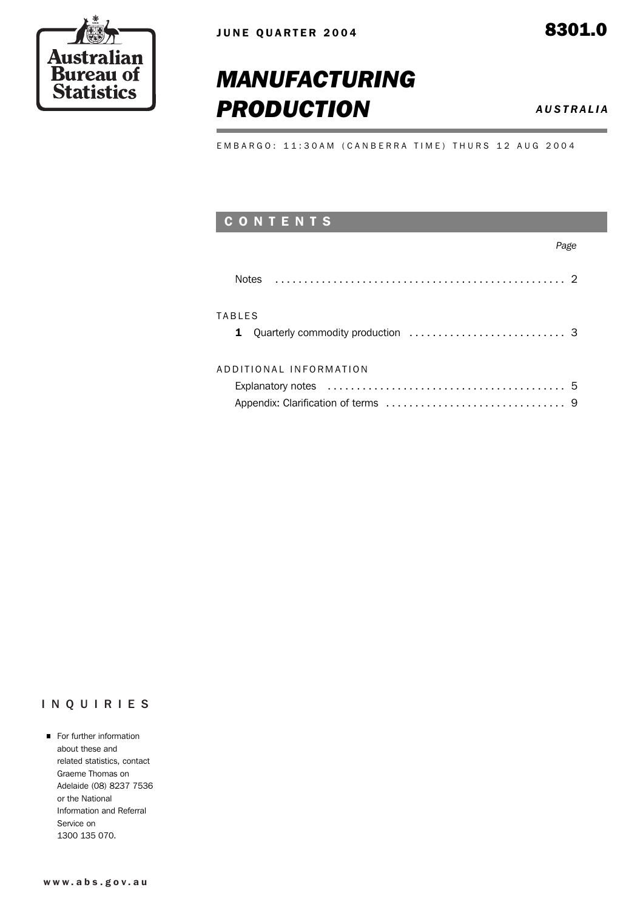Australian Bureau of Statistics

JUNE QUARTER 2004

8301.0

# MANUFACTURING PRODUCTION

*AUSTRALIA*

EMBARGO: 11:30AM (CANBERRA TIME) THURS 12 AUG 2004

## CONTENTS

| | Page |
|---|---|
| Notes | 2 |
| **TABLES** | |
| **1** Quarterly commodity production | 3 |
| **ADDITIONAL INFORMATION** | |
| Explanatory notes | 5 |
| Appendix: Clarification of terms | 9 |

## INQUIRIES

- For further information about these and related statistics, contact Graeme Thomas on Adelaide (08) 8237 7536 or the National Information and Referral Service on 1300 135 070.

www.abs.gov.au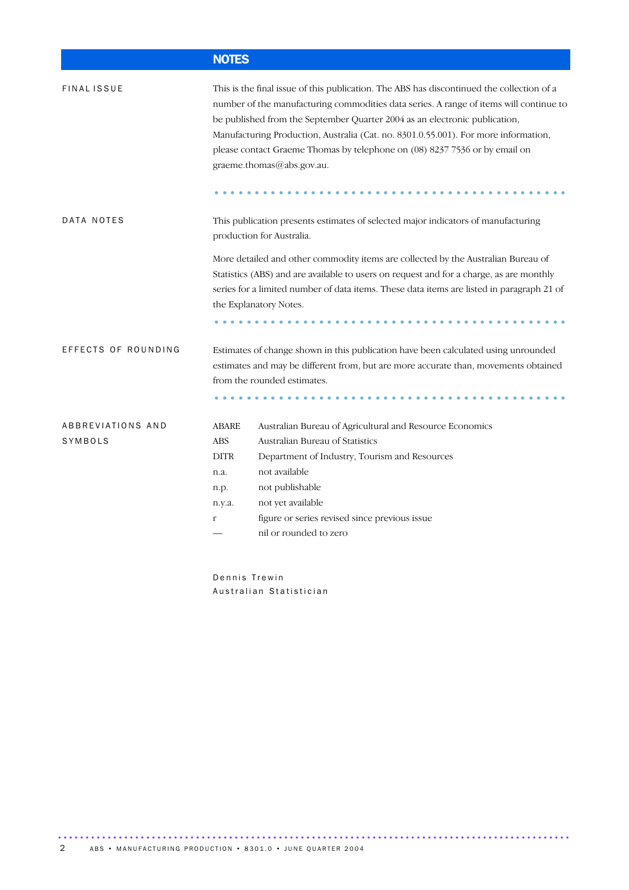# NOTES

## FINAL ISSUE

This is the final issue of this publication. The ABS has discontinued the collection of a number of the manufacturing commodities data series. A range of items will continue to be published from the September Quarter 2004 as an electronic publication, Manufacturing Production, Australia (Cat. no. 8301.0.55.001). For more information, please contact Graeme Thomas by telephone on (08) 8237 7536 or by email on graeme.thomas@abs.gov.au.

## DATA NOTES

This publication presents estimates of selected major indicators of manufacturing production for Australia.

More detailed and other commodity items are collected by the Australian Bureau of Statistics (ABS) and are available to users on request and for a charge, as are monthly series for a limited number of data items. These data items are listed in paragraph 21 of the Explanatory Notes.

## EFFECTS OF ROUNDING

Estimates of change shown in this publication have been calculated using unrounded estimates and may be different from, but are more accurate than, movements obtained from the rounded estimates.

## ABBREVIATIONS AND SYMBOLS

| | |
|---|---|
| ABARE | Australian Bureau of Agricultural and Resource Economics |
| ABS | Australian Bureau of Statistics |
| DITR | Department of Industry, Tourism and Resources |
| n.a. | not available |
| n.p. | not publishable |
| n.y.a. | not yet available |
| r | figure or series revised since previous issue |
| — | nil or rounded to zero |

Dennis Trewin
Australian Statistician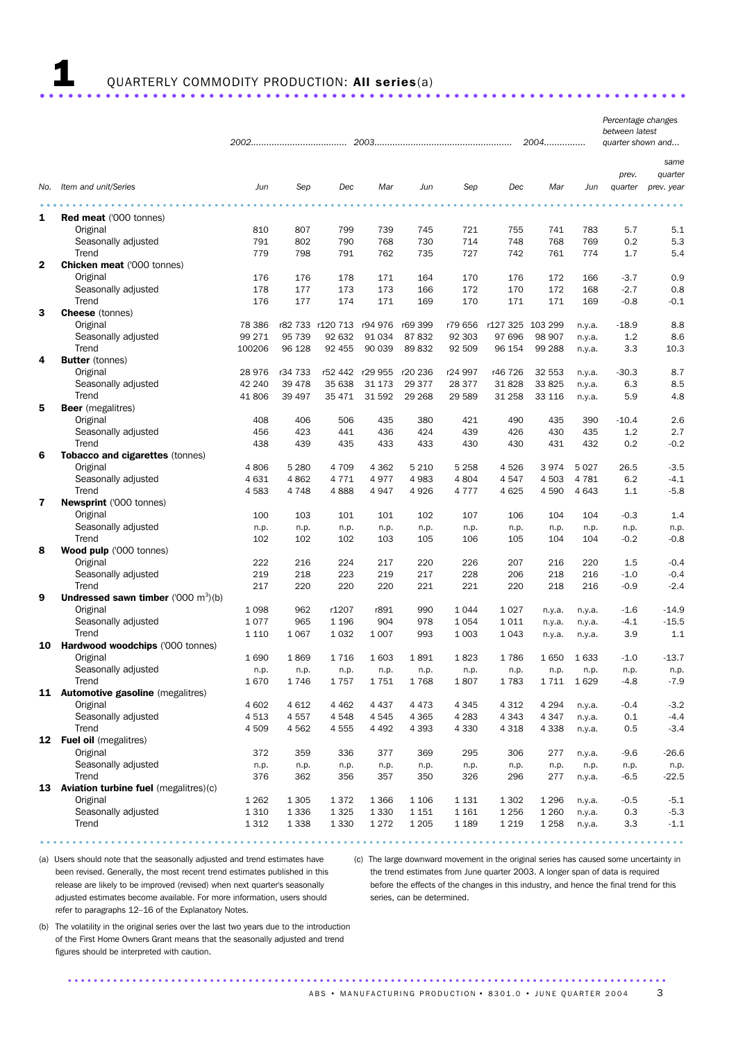# 1 QUARTERLY COMMODITY PRODUCTION: **All series**(a)

| No. | Item and unit/Series | 2002 Jun | 2002 Sep | 2002 Dec | 2003 Mar | 2003 Jun | 2003 Sep | 2003 Dec | 2004 Mar | 2004 Jun | Percentage changes between latest quarter shown and... prev. quarter | ...same quarter prev. year |
|---|---|---|---|---|---|---|---|---|---|---|---|---|
| 1 | **Red meat** ('000 tonnes) | | | | | | | | | | | |
| | Original | 810 | 807 | 799 | 739 | 745 | 721 | 755 | 741 | 783 | 5.7 | 5.1 |
| | Seasonally adjusted | 791 | 802 | 790 | 768 | 730 | 714 | 748 | 768 | 769 | 0.2 | 5.3 |
| | Trend | 779 | 798 | 791 | 762 | 735 | 727 | 742 | 761 | 774 | 1.7 | 5.4 |
| 2 | **Chicken meat** ('000 tonnes) | | | | | | | | | | | |
| | Original | 176 | 176 | 178 | 171 | 164 | 170 | 176 | 172 | 166 | -3.7 | 0.9 |
| | Seasonally adjusted | 178 | 177 | 173 | 173 | 166 | 172 | 170 | 172 | 168 | -2.7 | 0.8 |
| | Trend | 176 | 177 | 174 | 171 | 169 | 170 | 171 | 171 | 169 | -0.8 | -0.1 |
| 3 | **Cheese** (tonnes) | | | | | | | | | | | |
| | Original | 78 386 | r82 733 | r120 713 | r94 976 | r69 399 | r79 656 | r127 325 | 103 299 | n.y.a. | -18.9 | 8.8 |
| | Seasonally adjusted | 99 271 | 95 739 | 92 632 | 91 034 | 87 832 | 92 303 | 97 696 | 98 907 | n.y.a. | 1.2 | 8.6 |
| | Trend | 100206 | 96 128 | 92 455 | 90 039 | 89 832 | 92 509 | 96 154 | 99 288 | n.y.a. | 3.3 | 10.3 |
| 4 | **Butter** (tonnes) | | | | | | | | | | | |
| | Original | 28 976 | r34 733 | r52 442 | r29 955 | r20 236 | r24 997 | r46 726 | 32 553 | n.y.a. | -30.3 | 8.7 |
| | Seasonally adjusted | 42 240 | 39 478 | 35 638 | 31 173 | 29 377 | 28 377 | 31 828 | 33 825 | n.y.a. | 6.3 | 8.5 |
| | Trend | 41 806 | 39 497 | 35 471 | 31 592 | 29 268 | 29 589 | 31 258 | 33 116 | n.y.a. | 5.9 | 4.8 |
| 5 | **Beer** (megalitres) | | | | | | | | | | | |
| | Original | 408 | 406 | 506 | 435 | 380 | 421 | 490 | 435 | 390 | -10.4 | 2.6 |
| | Seasonally adjusted | 456 | 423 | 441 | 436 | 424 | 439 | 426 | 430 | 435 | 1.2 | 2.7 |
| | Trend | 438 | 439 | 435 | 433 | 433 | 430 | 430 | 431 | 432 | 0.2 | -0.2 |
| 6 | **Tobacco and cigarettes** (tonnes) | | | | | | | | | | | |
| | Original | 4 806 | 5 280 | 4 709 | 4 362 | 5 210 | 5 258 | 4 526 | 3 974 | 5 027 | 26.5 | -3.5 |
| | Seasonally adjusted | 4 631 | 4 862 | 4 771 | 4 977 | 4 983 | 4 804 | 4 547 | 4 503 | 4 781 | 6.2 | -4.1 |
| | Trend | 4 583 | 4 748 | 4 888 | 4 947 | 4 926 | 4 777 | 4 625 | 4 590 | 4 643 | 1.1 | -5.8 |
| 7 | **Newsprint** ('000 tonnes) | | | | | | | | | | | |
| | Original | 100 | 103 | 101 | 101 | 102 | 107 | 106 | 104 | 104 | -0.3 | 1.4 |
| | Seasonally adjusted | n.p. | n.p. | n.p. | n.p. | n.p. | n.p. | n.p. | n.p. | n.p. | n.p. | n.p. |
| | Trend | 102 | 102 | 102 | 103 | 105 | 106 | 105 | 104 | 104 | -0.2 | -0.8 |
| 8 | **Wood pulp** ('000 tonnes) | | | | | | | | | | | |
| | Original | 222 | 216 | 224 | 217 | 220 | 226 | 207 | 216 | 220 | 1.5 | -0.4 |
| | Seasonally adjusted | 219 | 218 | 223 | 219 | 217 | 228 | 206 | 218 | 216 | -1.0 | -0.4 |
| | Trend | 217 | 220 | 220 | 220 | 221 | 221 | 220 | 218 | 216 | -0.9 | -2.4 |
| 9 | **Undressed sawn timber** ('000 $m^3$)(b) | | | | | | | | | | | |
| | Original | 1 098 | 962 | r1207 | r891 | 990 | 1 044 | 1 027 | n.y.a. | n.y.a. | -1.6 | -14.9 |
| | Seasonally adjusted | 1 077 | 965 | 1 196 | 904 | 978 | 1 054 | 1 011 | n.y.a. | n.y.a. | -4.1 | -15.5 |
| | Trend | 1 110 | 1 067 | 1 032 | 1 007 | 993 | 1 003 | 1 043 | n.y.a. | n.y.a. | 3.9 | 1.1 |
| 10 | **Hardwood woodchips** ('000 tonnes) | | | | | | | | | | | |
| | Original | 1 690 | 1 869 | 1 716 | 1 603 | 1 891 | 1 823 | 1 786 | 1 650 | 1 633 | -1.0 | -13.7 |
| | Seasonally adjusted | n.p. | n.p. | n.p. | n.p. | n.p. | n.p. | n.p. | n.p. | n.p. | n.p. | n.p. |
| | Trend | 1 670 | 1 746 | 1 757 | 1 751 | 1 768 | 1 807 | 1 783 | 1 711 | 1 629 | -4.8 | -7.9 |
| 11 | **Automotive gasoline** (megalitres) | | | | | | | | | | | |
| | Original | 4 602 | 4 612 | 4 462 | 4 437 | 4 473 | 4 345 | 4 312 | 4 294 | n.y.a. | -0.4 | -3.2 |
| | Seasonally adjusted | 4 513 | 4 557 | 4 548 | 4 545 | 4 365 | 4 283 | 4 343 | 4 347 | n.y.a. | 0.1 | -4.4 |
| | Trend | 4 509 | 4 562 | 4 555 | 4 492 | 4 393 | 4 330 | 4 318 | 4 338 | n.y.a. | 0.5 | -3.4 |
| 12 | **Fuel oil** (megalitres) | | | | | | | | | | | |
| | Original | 372 | 359 | 336 | 377 | 369 | 295 | 306 | 277 | n.y.a. | -9.6 | -26.6 |
| | Seasonally adjusted | n.p. | n.p. | n.p. | n.p. | n.p. | n.p. | n.p. | n.p. | n.p. | n.p. | n.p. |
| | Trend | 376 | 362 | 356 | 357 | 350 | 326 | 296 | 277 | n.y.a. | -6.5 | -22.5 |
| 13 | **Aviation turbine fuel** (megalitres)(c) | | | | | | | | | | | |
| | Original | 1 262 | 1 305 | 1 372 | 1 366 | 1 106 | 1 131 | 1 302 | 1 296 | n.y.a. | -0.5 | -5.1 |
| | Seasonally adjusted | 1 310 | 1 336 | 1 325 | 1 330 | 1 151 | 1 161 | 1 256 | 1 260 | n.y.a. | 0.3 | -5.3 |
| | Trend | 1 312 | 1 338 | 1 330 | 1 272 | 1 205 | 1 189 | 1 219 | 1 258 | n.y.a. | 3.3 | -1.1 |

(a) Users should note that the seasonally adjusted and trend estimates have been revised. Generally, the most recent trend estimates published in this release are likely to be improved (revised) when next quarter's seasonally adjusted estimates become available. For more information, users should refer to paragraphs 12–16 of the Explanatory Notes.

(b) The volatility in the original series over the last two years due to the introduction of the First Home Owners Grant means that the seasonally adjusted and trend figures should be interpreted with caution.

(c) The large downward movement in the original series has caused some uncertainty in the trend estimates from June quarter 2003. A longer span of data is required before the effects of the changes in this industry, and hence the final trend for this series, can be determined.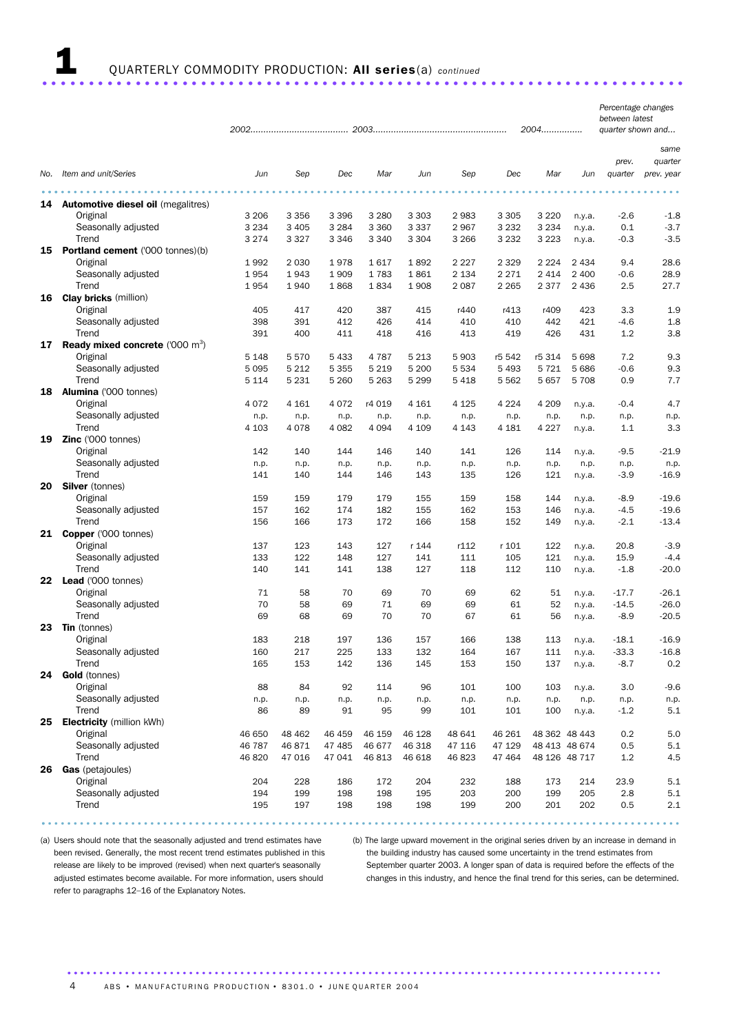# 1 QUARTERLY COMMODITY PRODUCTION: **All series**(a) *continued*

| No. | Item and unit/Series | 2002 Jun | 2002 Sep | 2002 Dec | 2003 Mar | 2003 Jun | 2003 Sep | 2003 Dec | 2004 Mar | 2004 Jun | Percentage changes between latest quarter shown and... prev. quarter | same quarter prev. year |
|---|---|---|---|---|---|---|---|---|---|---|---|---|
| **14** | **Automotive diesel oil** (megalitres) | | | | | | | | | | | |
| | Original | 3 206 | 3 356 | 3 396 | 3 280 | 3 303 | 2 983 | 3 305 | 3 220 | n.y.a. | -2.6 | -1.8 |
| | Seasonally adjusted | 3 234 | 3 405 | 3 284 | 3 360 | 3 337 | 2 967 | 3 232 | 3 234 | n.y.a. | 0.1 | -3.7 |
| | Trend | 3 274 | 3 327 | 3 346 | 3 340 | 3 304 | 3 266 | 3 232 | 3 223 | n.y.a. | -0.3 | -3.5 |
| **15** | **Portland cement** ('000 tonnes)(b) | | | | | | | | | | | |
| | Original | 1 992 | 2 030 | 1 978 | 1 617 | 1 892 | 2 227 | 2 329 | 2 224 | 2 434 | 9.4 | 28.6 |
| | Seasonally adjusted | 1 954 | 1 943 | 1 909 | 1 783 | 1 861 | 2 134 | 2 271 | 2 414 | 2 400 | -0.6 | 28.9 |
| | Trend | 1 954 | 1 940 | 1 868 | 1 834 | 1 908 | 2 087 | 2 265 | 2 377 | 2 436 | 2.5 | 27.7 |
| **16** | **Clay bricks** (million) | | | | | | | | | | | |
| | Original | 405 | 417 | 420 | 387 | 415 | r440 | r413 | r409 | 423 | 3.3 | 1.9 |
| | Seasonally adjusted | 398 | 391 | 412 | 426 | 414 | 410 | 410 | 442 | 421 | -4.6 | 1.8 |
| | Trend | 391 | 400 | 411 | 418 | 416 | 413 | 419 | 426 | 431 | 1.2 | 3.8 |
| **17** | **Ready mixed concrete** ('000 $m^3$) | | | | | | | | | | | |
| | Original | 5 148 | 5 570 | 5 433 | 4 787 | 5 213 | 5 903 | r5 542 | r5 314 | 5 698 | 7.2 | 9.3 |
| | Seasonally adjusted | 5 095 | 5 212 | 5 355 | 5 219 | 5 200 | 5 534 | 5 493 | 5 721 | 5 686 | -0.6 | 9.3 |
| | Trend | 5 114 | 5 231 | 5 260 | 5 263 | 5 299 | 5 418 | 5 562 | 5 657 | 5 708 | 0.9 | 7.7 |
| **18** | **Alumina** ('000 tonnes) | | | | | | | | | | | |
| | Original | 4 072 | 4 161 | 4 072 | r4 019 | 4 161 | 4 125 | 4 224 | 4 209 | n.y.a. | -0.4 | 4.7 |
| | Seasonally adjusted | n.p. | n.p. | n.p. | n.p. | n.p. | n.p. | n.p. | n.p. | n.p. | n.p. | n.p. |
| | Trend | 4 103 | 4 078 | 4 082 | 4 094 | 4 109 | 4 143 | 4 181 | 4 227 | n.y.a. | 1.1 | 3.3 |
| **19** | **Zinc** ('000 tonnes) | | | | | | | | | | | |
| | Original | 142 | 140 | 144 | 146 | 140 | 141 | 126 | 114 | n.y.a. | -9.5 | -21.9 |
| | Seasonally adjusted | n.p. | n.p. | n.p. | n.p. | n.p. | n.p. | n.p. | n.p. | n.p. | n.p. | n.p. |
| | Trend | 141 | 140 | 144 | 146 | 143 | 135 | 126 | 121 | n.y.a. | -3.9 | -16.9 |
| **20** | **Silver** (tonnes) | | | | | | | | | | | |
| | Original | 159 | 159 | 179 | 179 | 155 | 159 | 158 | 144 | n.y.a. | -8.9 | -19.6 |
| | Seasonally adjusted | 157 | 162 | 174 | 182 | 155 | 162 | 153 | 146 | n.y.a. | -4.5 | -19.6 |
| | Trend | 156 | 166 | 173 | 172 | 166 | 158 | 152 | 149 | n.y.a. | -2.1 | -13.4 |
| **21** | **Copper** ('000 tonnes) | | | | | | | | | | | |
| | Original | 137 | 123 | 143 | 127 | r 144 | r112 | r 101 | 122 | n.y.a. | 20.8 | -3.9 |
| | Seasonally adjusted | 133 | 122 | 148 | 127 | 141 | 111 | 105 | 121 | n.y.a. | 15.9 | -4.4 |
| | Trend | 140 | 141 | 141 | 138 | 127 | 118 | 112 | 110 | n.y.a. | -1.8 | -20.0 |
| **22** | **Lead** ('000 tonnes) | | | | | | | | | | | |
| | Original | 71 | 58 | 70 | 69 | 70 | 69 | 62 | 51 | n.y.a. | -17.7 | -26.1 |
| | Seasonally adjusted | 70 | 58 | 69 | 71 | 69 | 69 | 61 | 52 | n.y.a. | -14.5 | -26.0 |
| | Trend | 69 | 68 | 69 | 70 | 70 | 67 | 61 | 56 | n.y.a. | -8.9 | -20.5 |
| **23** | **Tin** (tonnes) | | | | | | | | | | | |
| | Original | 183 | 218 | 197 | 136 | 157 | 166 | 138 | 113 | n.y.a. | -18.1 | -16.9 |
| | Seasonally adjusted | 160 | 217 | 225 | 133 | 132 | 164 | 167 | 111 | n.y.a. | -33.3 | -16.8 |
| | Trend | 165 | 153 | 142 | 136 | 145 | 153 | 150 | 137 | n.y.a. | -8.7 | 0.2 |
| **24** | **Gold** (tonnes) | | | | | | | | | | | |
| | Original | 88 | 84 | 92 | 114 | 96 | 101 | 100 | 103 | n.y.a. | 3.0 | -9.6 |
| | Seasonally adjusted | n.p. | n.p. | n.p. | n.p. | n.p. | n.p. | n.p. | n.p. | n.p. | n.p. | n.p. |
| | Trend | 86 | 89 | 91 | 95 | 99 | 101 | 101 | 100 | n.y.a. | -1.2 | 5.1 |
| **25** | **Electricity** (million kWh) | | | | | | | | | | | |
| | Original | 46 650 | 48 462 | 46 459 | 46 159 | 46 128 | 48 641 | 46 261 | 48 362 | 48 443 | 0.2 | 5.0 |
| | Seasonally adjusted | 46 787 | 46 871 | 47 485 | 46 677 | 46 318 | 47 116 | 47 129 | 48 413 | 48 674 | 0.5 | 5.1 |
| | Trend | 46 820 | 47 016 | 47 041 | 46 813 | 46 618 | 46 823 | 47 464 | 48 126 | 48 717 | 1.2 | 4.5 |
| **26** | **Gas** (petajoules) | | | | | | | | | | | |
| | Original | 204 | 228 | 186 | 172 | 204 | 232 | 188 | 173 | 214 | 23.9 | 5.1 |
| | Seasonally adjusted | 194 | 199 | 198 | 198 | 195 | 203 | 200 | 199 | 205 | 2.8 | 5.1 |
| | Trend | 195 | 197 | 198 | 198 | 198 | 199 | 200 | 201 | 202 | 0.5 | 2.1 |

(a) Users should note that the seasonally adjusted and trend estimates have been revised. Generally, the most recent trend estimates published in this release are likely to be improved (revised) when next quarter's seasonally adjusted estimates become available. For more information, users should refer to paragraphs 12–16 of the Explanatory Notes.

(b) The large upward movement in the original series driven by an increase in demand in the building industry has caused some uncertainty in the trend estimates from September quarter 2003. A longer span of data is required before the effects of the changes in this industry, and hence the final trend for this series, can be determined.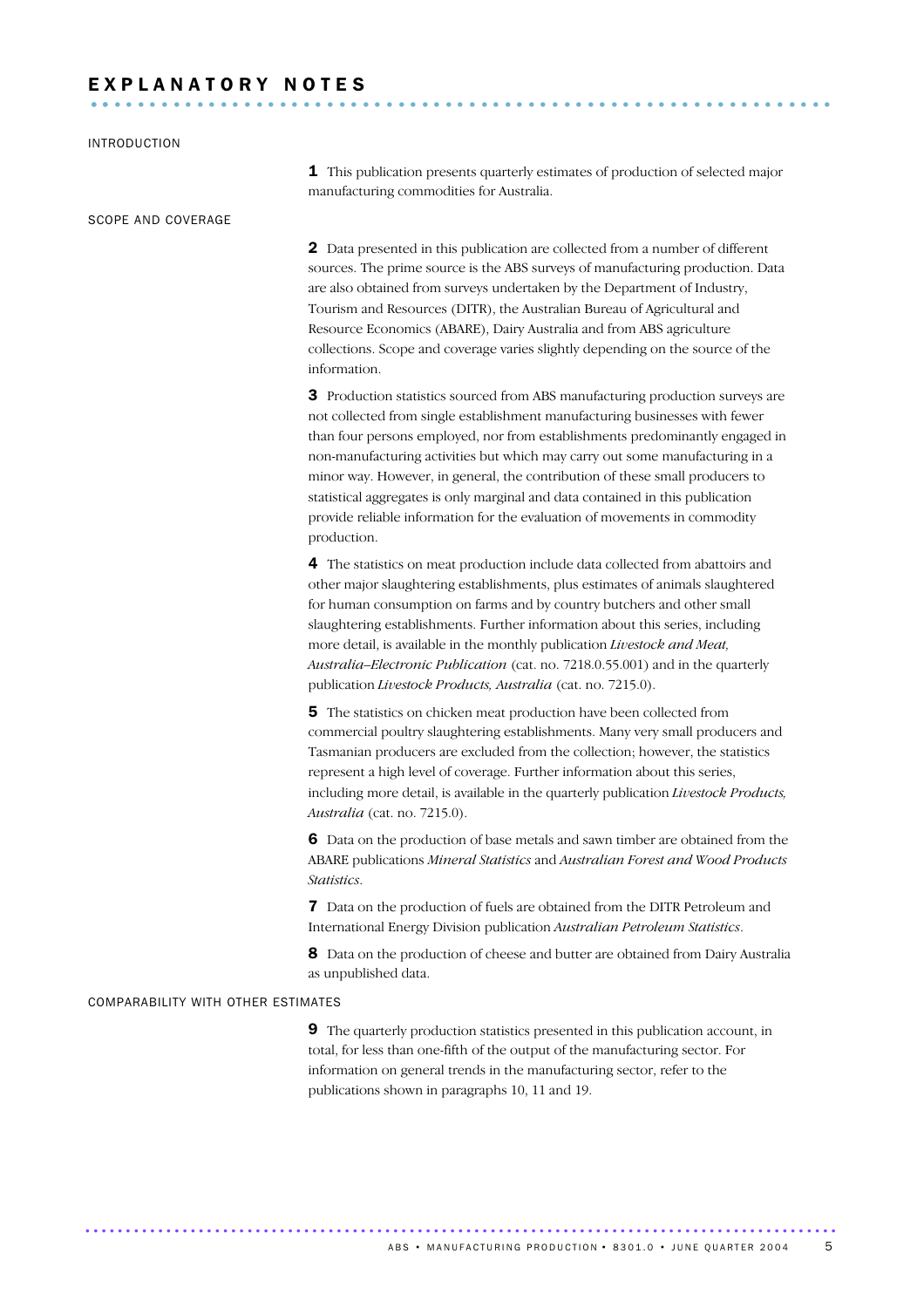# EXPLANATORY NOTES

## INTRODUCTION

**1** This publication presents quarterly estimates of production of selected major manufacturing commodities for Australia.

## SCOPE AND COVERAGE

**2** Data presented in this publication are collected from a number of different sources. The prime source is the ABS surveys of manufacturing production. Data are also obtained from surveys undertaken by the Department of Industry, Tourism and Resources (DITR), the Australian Bureau of Agricultural and Resource Economics (ABARE), Dairy Australia and from ABS agriculture collections. Scope and coverage varies slightly depending on the source of the information.

**3** Production statistics sourced from ABS manufacturing production surveys are not collected from single establishment manufacturing businesses with fewer than four persons employed, nor from establishments predominantly engaged in non-manufacturing activities but which may carry out some manufacturing in a minor way. However, in general, the contribution of these small producers to statistical aggregates is only marginal and data contained in this publication provide reliable information for the evaluation of movements in commodity production.

**4** The statistics on meat production include data collected from abattoirs and other major slaughtering establishments, plus estimates of animals slaughtered for human consumption on farms and by country butchers and other small slaughtering establishments. Further information about this series, including more detail, is available in the monthly publication *Livestock and Meat, Australia–Electronic Publication* (cat. no. 7218.0.55.001) and in the quarterly publication *Livestock Products, Australia* (cat. no. 7215.0).

**5** The statistics on chicken meat production have been collected from commercial poultry slaughtering establishments. Many very small producers and Tasmanian producers are excluded from the collection; however, the statistics represent a high level of coverage. Further information about this series, including more detail, is available in the quarterly publication *Livestock Products, Australia* (cat. no. 7215.0).

**6** Data on the production of base metals and sawn timber are obtained from the ABARE publications *Mineral Statistics* and *Australian Forest and Wood Products Statistics*.

**7** Data on the production of fuels are obtained from the DITR Petroleum and International Energy Division publication *Australian Petroleum Statistics*.

**8** Data on the production of cheese and butter are obtained from Dairy Australia as unpublished data.

## COMPARABILITY WITH OTHER ESTIMATES

**9** The quarterly production statistics presented in this publication account, in total, for less than one-fifth of the output of the manufacturing sector. For information on general trends in the manufacturing sector, refer to the publications shown in paragraphs 10, 11 and 19.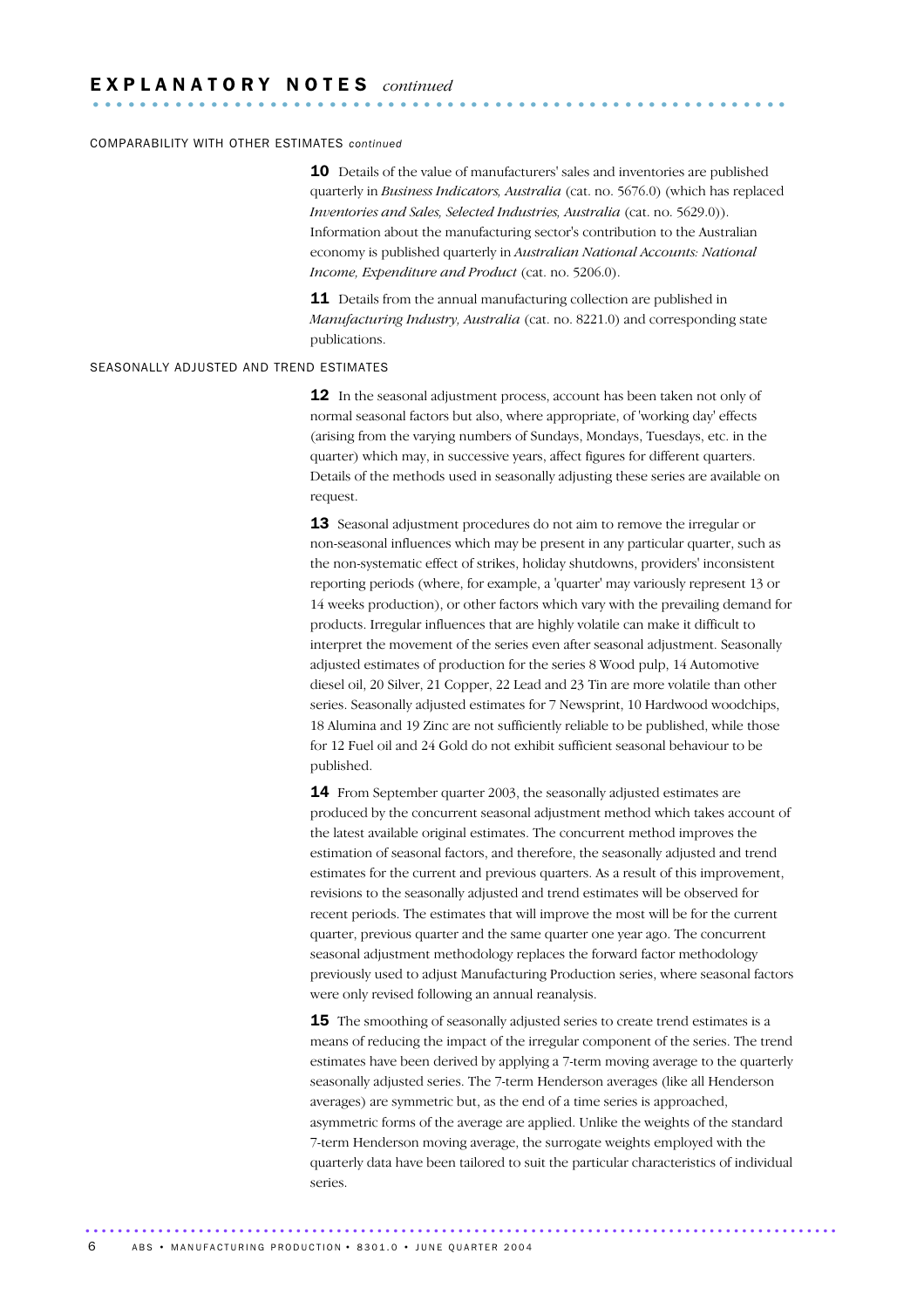## EXPLANATORY NOTES *continued*

### COMPARABILITY WITH OTHER ESTIMATES *continued*

**10** Details of the value of manufacturers' sales and inventories are published quarterly in *Business Indicators, Australia* (cat. no. 5676.0) (which has replaced *Inventories and Sales, Selected Industries, Australia* (cat. no. 5629.0)). Information about the manufacturing sector's contribution to the Australian economy is published quarterly in *Australian National Accounts: National Income, Expenditure and Product* (cat. no. 5206.0).

**11** Details from the annual manufacturing collection are published in *Manufacturing Industry, Australia* (cat. no. 8221.0) and corresponding state publications.

### SEASONALLY ADJUSTED AND TREND ESTIMATES

**12** In the seasonal adjustment process, account has been taken not only of normal seasonal factors but also, where appropriate, of 'working day' effects (arising from the varying numbers of Sundays, Mondays, Tuesdays, etc. in the quarter) which may, in successive years, affect figures for different quarters. Details of the methods used in seasonally adjusting these series are available on request.

**13** Seasonal adjustment procedures do not aim to remove the irregular or non-seasonal influences which may be present in any particular quarter, such as the non-systematic effect of strikes, holiday shutdowns, providers' inconsistent reporting periods (where, for example, a 'quarter' may variously represent 13 or 14 weeks production), or other factors which vary with the prevailing demand for products. Irregular influences that are highly volatile can make it difficult to interpret the movement of the series even after seasonal adjustment. Seasonally adjusted estimates of production for the series 8 Wood pulp, 14 Automotive diesel oil, 20 Silver, 21 Copper, 22 Lead and 23 Tin are more volatile than other series. Seasonally adjusted estimates for 7 Newsprint, 10 Hardwood woodchips, 18 Alumina and 19 Zinc are not sufficiently reliable to be published, while those for 12 Fuel oil and 24 Gold do not exhibit sufficient seasonal behaviour to be published.

**14** From September quarter 2003, the seasonally adjusted estimates are produced by the concurrent seasonal adjustment method which takes account of the latest available original estimates. The concurrent method improves the estimation of seasonal factors, and therefore, the seasonally adjusted and trend estimates for the current and previous quarters. As a result of this improvement, revisions to the seasonally adjusted and trend estimates will be observed for recent periods. The estimates that will improve the most will be for the current quarter, previous quarter and the same quarter one year ago. The concurrent seasonal adjustment methodology replaces the forward factor methodology previously used to adjust Manufacturing Production series, where seasonal factors were only revised following an annual reanalysis.

**15** The smoothing of seasonally adjusted series to create trend estimates is a means of reducing the impact of the irregular component of the series. The trend estimates have been derived by applying a 7-term moving average to the quarterly seasonally adjusted series. The 7-term Henderson averages (like all Henderson averages) are symmetric but, as the end of a time series is approached, asymmetric forms of the average are applied. Unlike the weights of the standard 7-term Henderson moving average, the surrogate weights employed with the quarterly data have been tailored to suit the particular characteristics of individual series.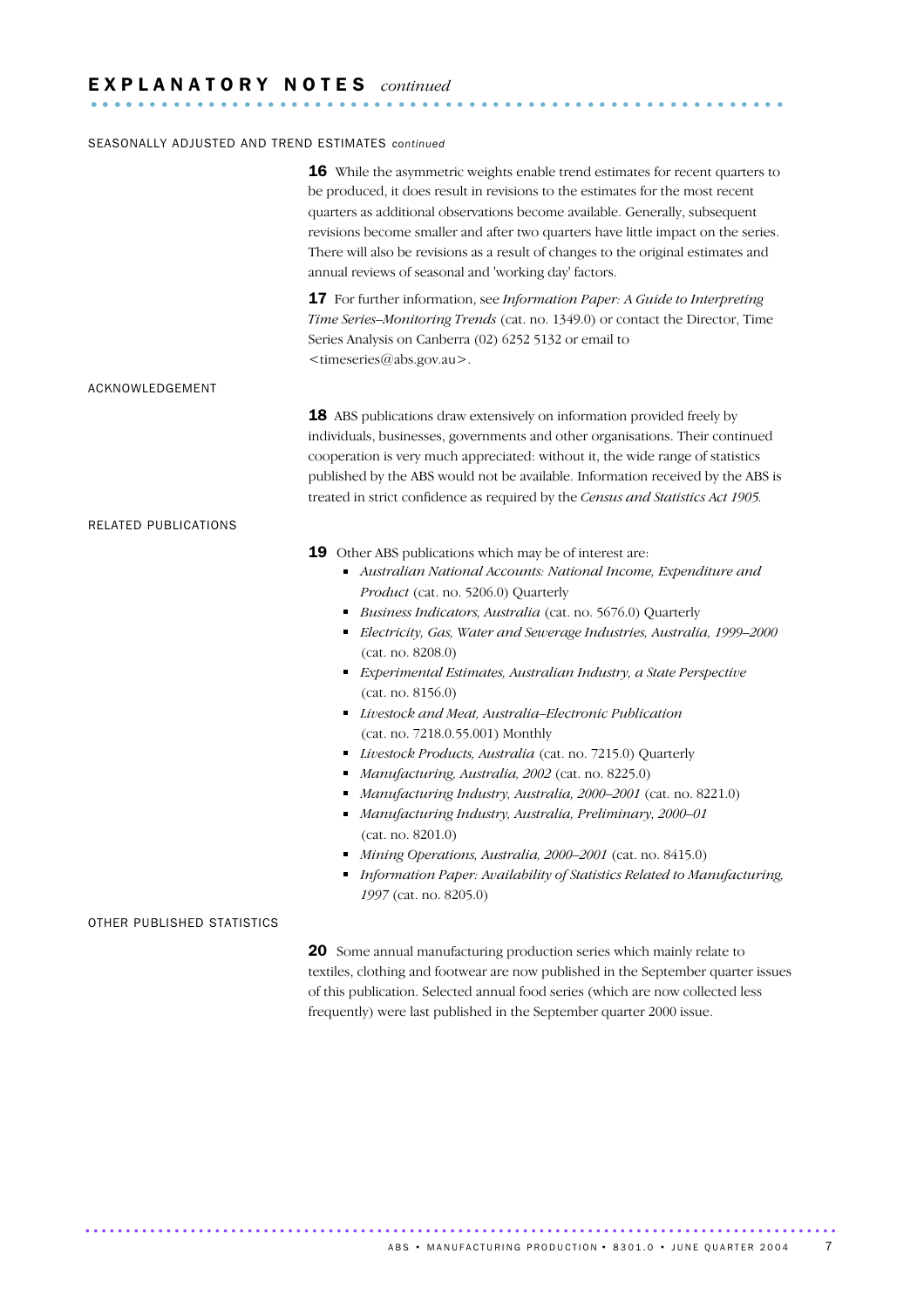## EXPLANATORY NOTES *continued*

### SEASONALLY ADJUSTED AND TREND ESTIMATES *continued*

**16** While the asymmetric weights enable trend estimates for recent quarters to be produced, it does result in revisions to the estimates for the most recent quarters as additional observations become available. Generally, subsequent revisions become smaller and after two quarters have little impact on the series. There will also be revisions as a result of changes to the original estimates and annual reviews of seasonal and 'working day' factors.

**17** For further information, see *Information Paper: A Guide to Interpreting Time Series–Monitoring Trends* (cat. no. 1349.0) or contact the Director, Time Series Analysis on Canberra (02) 6252 5132 or email to <timeseries@abs.gov.au>.

### ACKNOWLEDGEMENT

**18** ABS publications draw extensively on information provided freely by individuals, businesses, governments and other organisations. Their continued cooperation is very much appreciated: without it, the wide range of statistics published by the ABS would not be available. Information received by the ABS is treated in strict confidence as required by the *Census and Statistics Act 1905*.

### RELATED PUBLICATIONS

**19** Other ABS publications which may be of interest are:

- *Australian National Accounts: National Income, Expenditure and Product* (cat. no. 5206.0) Quarterly
- *Business Indicators, Australia* (cat. no. 5676.0) Quarterly
- *Electricity, Gas, Water and Sewerage Industries, Australia, 1999–2000* (cat. no. 8208.0)
- *Experimental Estimates, Australian Industry, a State Perspective* (cat. no. 8156.0)
- *Livestock and Meat, Australia–Electronic Publication* (cat. no. 7218.0.55.001) Monthly
- *Livestock Products, Australia* (cat. no. 7215.0) Quarterly
- *Manufacturing, Australia, 2002* (cat. no. 8225.0)
- *Manufacturing Industry, Australia, 2000–2001* (cat. no. 8221.0)
- *Manufacturing Industry, Australia, Preliminary, 2000–01* (cat. no. 8201.0)
- *Mining Operations, Australia, 2000–2001* (cat. no. 8415.0)
- *Information Paper: Availability of Statistics Related to Manufacturing, 1997* (cat. no. 8205.0)

### OTHER PUBLISHED STATISTICS

**20** Some annual manufacturing production series which mainly relate to textiles, clothing and footwear are now published in the September quarter issues of this publication. Selected annual food series (which are now collected less frequently) were last published in the September quarter 2000 issue.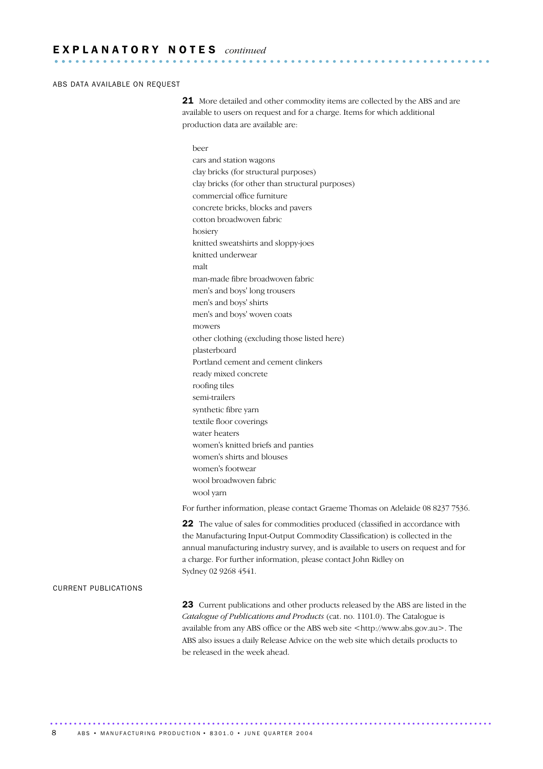## EXPLANATORY NOTES *continued*

### ABS DATA AVAILABLE ON REQUEST

**21** More detailed and other commodity items are collected by the ABS and are available to users on request and for a charge. Items for which additional production data are available are:

- beer
- cars and station wagons
- clay bricks (for structural purposes)
- clay bricks (for other than structural purposes)
- commercial office furniture
- concrete bricks, blocks and pavers
- cotton broadwoven fabric
- hosiery
- knitted sweatshirts and sloppy-joes
- knitted underwear
- malt
- man-made fibre broadwoven fabric
- men's and boys' long trousers
- men's and boys' shirts
- men's and boys' woven coats
- mowers
- other clothing (excluding those listed here)
- plasterboard
- Portland cement and cement clinkers
- ready mixed concrete
- roofing tiles
- semi-trailers
- synthetic fibre yarn
- textile floor coverings
- water heaters
- women's knitted briefs and panties
- women's shirts and blouses
- women's footwear
- wool broadwoven fabric
- wool yarn

For further information, please contact Graeme Thomas on Adelaide 08 8237 7536.

**22** The value of sales for commodities produced (classified in accordance with the Manufacturing Input-Output Commodity Classification) is collected in the annual manufacturing industry survey, and is available to users on request and for a charge. For further information, please contact John Ridley on Sydney 02 9268 4541.

### CURRENT PUBLICATIONS

**23** Current publications and other products released by the ABS are listed in the *Catalogue of Publications and Products* (cat. no. 1101.0). The Catalogue is available from any ABS office or the ABS web site <http://www.abs.gov.au>. The ABS also issues a daily Release Advice on the web site which details products to be released in the week ahead.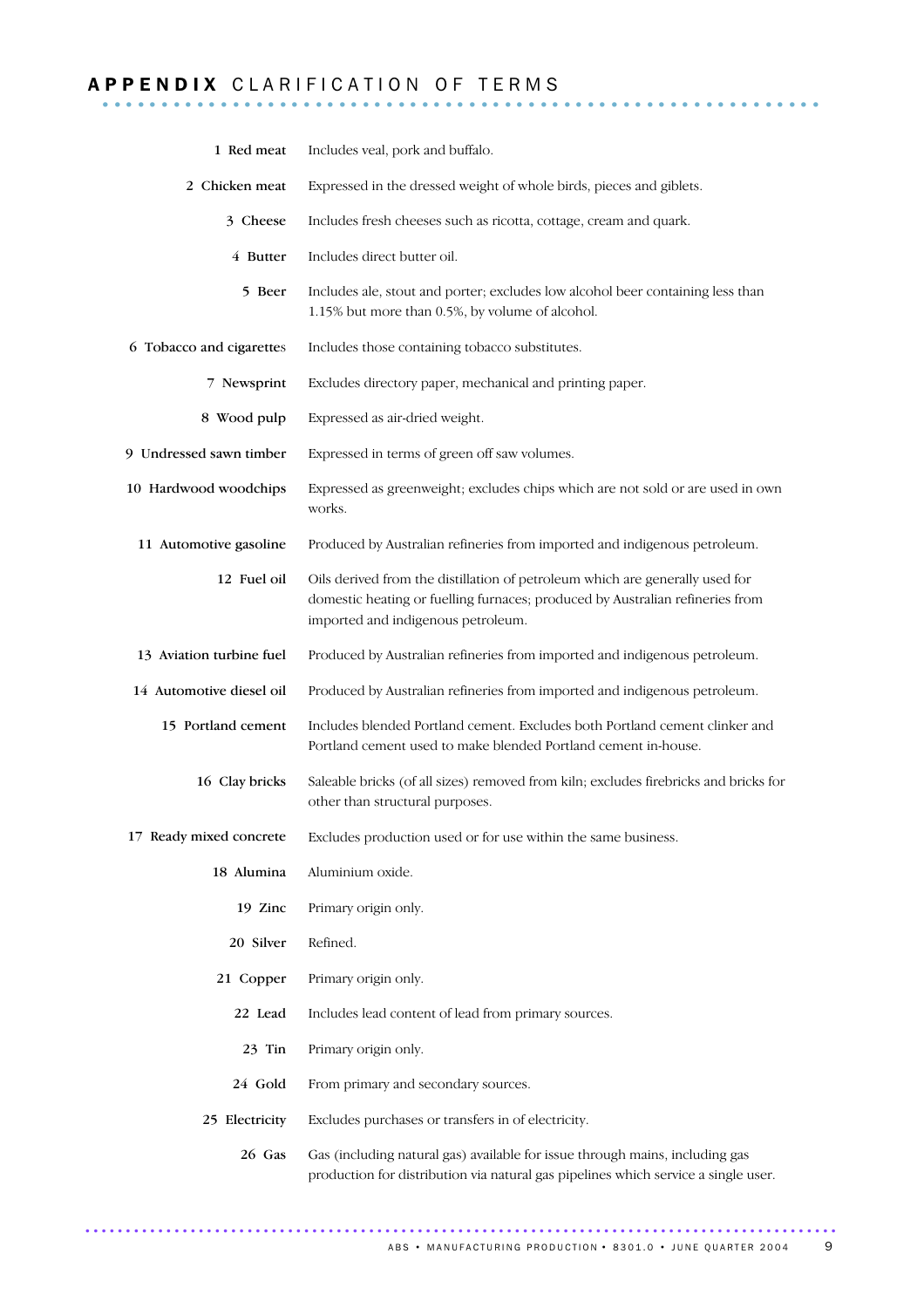## APPENDIX CLARIFICATION OF TERMS

| | |
|---|---|
| 1 Red meat | Includes veal, pork and buffalo. |
| 2 Chicken meat | Expressed in the dressed weight of whole birds, pieces and giblets. |
| 3 Cheese | Includes fresh cheeses such as ricotta, cottage, cream and quark. |
| 4 Butter | Includes direct butter oil. |
| 5 Beer | Includes ale, stout and porter; excludes low alcohol beer containing less than 1.15% but more than 0.5%, by volume of alcohol. |
| 6 Tobacco and cigarettes | Includes those containing tobacco substitutes. |
| 7 Newsprint | Excludes directory paper, mechanical and printing paper. |
| 8 Wood pulp | Expressed as air-dried weight. |
| 9 Undressed sawn timber | Expressed in terms of green off saw volumes. |
| 10 Hardwood woodchips | Expressed as greenweight; excludes chips which are not sold or are used in own works. |
| 11 Automotive gasoline | Produced by Australian refineries from imported and indigenous petroleum. |
| 12 Fuel oil | Oils derived from the distillation of petroleum which are generally used for domestic heating or fuelling furnaces; produced by Australian refineries from imported and indigenous petroleum. |
| 13 Aviation turbine fuel | Produced by Australian refineries from imported and indigenous petroleum. |
| 14 Automotive diesel oil | Produced by Australian refineries from imported and indigenous petroleum. |
| 15 Portland cement | Includes blended Portland cement. Excludes both Portland cement clinker and Portland cement used to make blended Portland cement in-house. |
| 16 Clay bricks | Saleable bricks (of all sizes) removed from kiln; excludes firebricks and bricks for other than structural purposes. |
| 17 Ready mixed concrete | Excludes production used or for use within the same business. |
| 18 Alumina | Aluminium oxide. |
| 19 Zinc | Primary origin only. |
| 20 Silver | Refined. |
| 21 Copper | Primary origin only. |
| 22 Lead | Includes lead content of lead from primary sources. |
| 23 Tin | Primary origin only. |
| 24 Gold | From primary and secondary sources. |
| 25 Electricity | Excludes purchases or transfers in of electricity. |
| 26 Gas | Gas (including natural gas) available for issue through mains, including gas production for distribution via natural gas pipelines which service a single user. |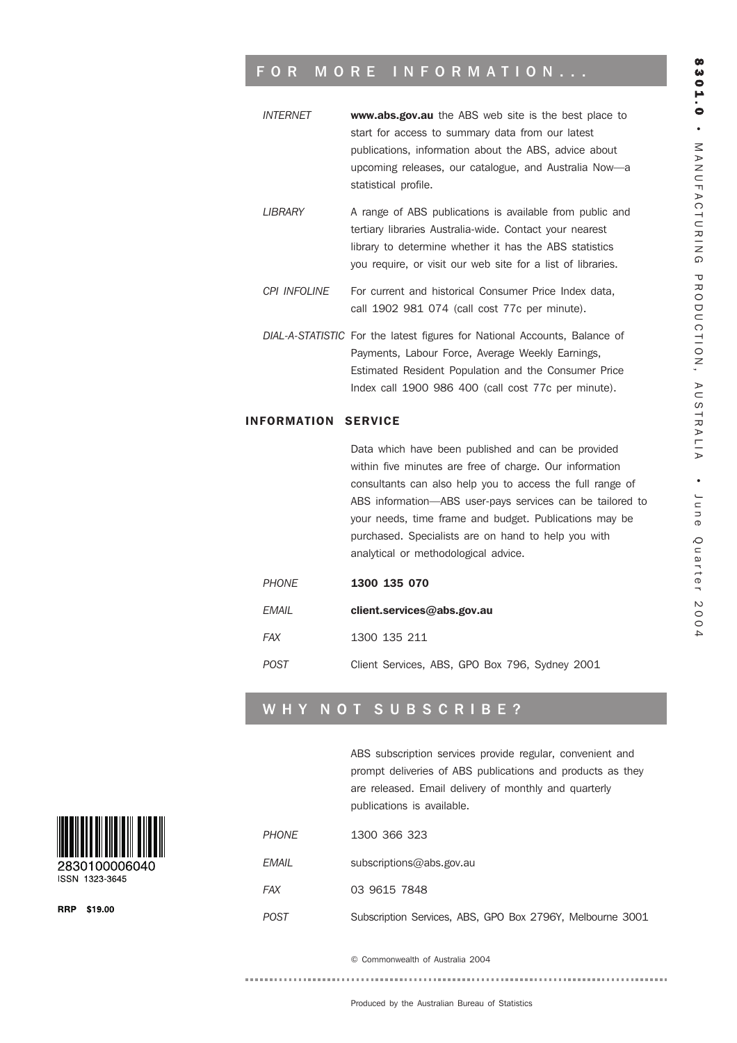## FOR MORE INFORMATION...

| | |
|---|---|
| *INTERNET* | **www.abs.gov.au** the ABS web site is the best place to start for access to summary data from our latest publications, information about the ABS, advice about upcoming releases, our catalogue, and Australia Now—a statistical profile. |
| *LIBRARY* | A range of ABS publications is available from public and tertiary libraries Australia-wide. Contact your nearest library to determine whether it has the ABS statistics you require, or visit our web site for a list of libraries. |
| *CPI INFOLINE* | For current and historical Consumer Price Index data, call 1902 981 074 (call cost 77c per minute). |
| *DIAL-A-STATISTIC* | For the latest figures for National Accounts, Balance of Payments, Labour Force, Average Weekly Earnings, Estimated Resident Population and the Consumer Price Index call 1900 986 400 (call cost 77c per minute). |

### INFORMATION SERVICE

Data which have been published and can be provided within five minutes are free of charge. Our information consultants can also help you to access the full range of ABS information—ABS user-pays services can be tailored to your needs, time frame and budget. Publications may be purchased. Specialists are on hand to help you with analytical or methodological advice.

| | |
|---|---|
| *PHONE* | **1300 135 070** |
| *EMAIL* | **client.services@abs.gov.au** |
| *FAX* | 1300 135 211 |
| *POST* | Client Services, ABS, GPO Box 796, Sydney 2001 |

## WHY NOT SUBSCRIBE?

ABS subscription services provide regular, convenient and prompt deliveries of ABS publications and products as they are released. Email delivery of monthly and quarterly publications is available.

| | |
|---|---|
| *PHONE* | 1300 366 323 |
| *EMAIL* | subscriptions@abs.gov.au |
| *FAX* | 03 9615 7848 |
| *POST* | Subscription Services, ABS, GPO Box 2796Y, Melbourne 3001 |

© Commonwealth of Australia 2004

Produced by the Australian Bureau of Statistics

2830100006040
ISSN 1323-3645

**RRP $19.00**